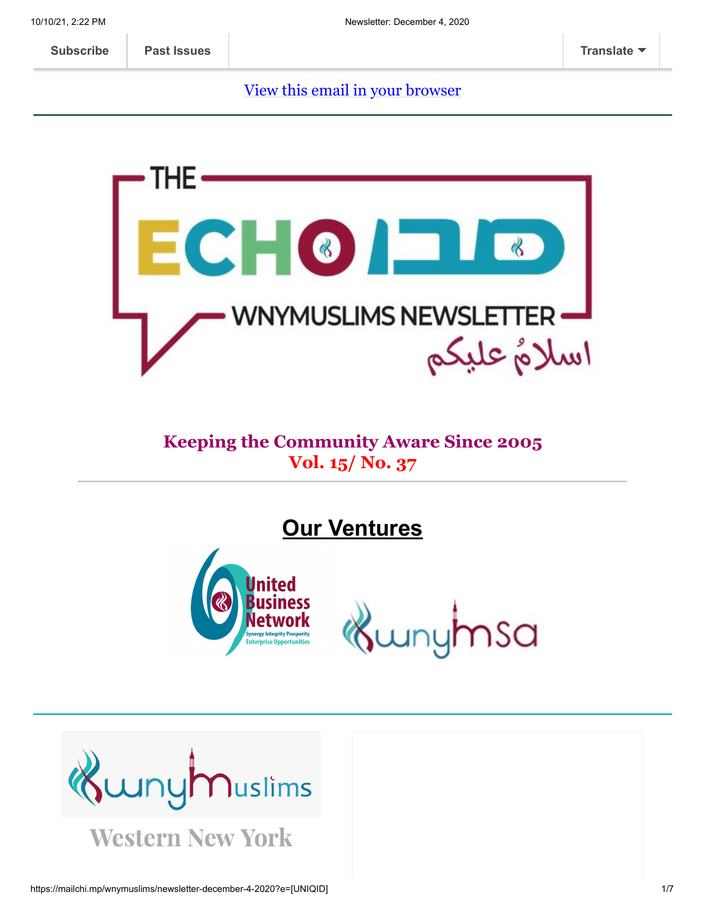Subscribe | Past Issues | Translate

View this email in your browser

THE ECHO صدى

WNYMUSLIMS NEWSLETTER

اسلامٌ عليكم

**Keeping the Community Aware Since 2005**
**Vol. 15/ No. 37**

---

## Our Ventures

United Business Network
Synergy Integrity Prosperity
Enterprise Opportunities

wnymsa

---

wnymuslims

Western New York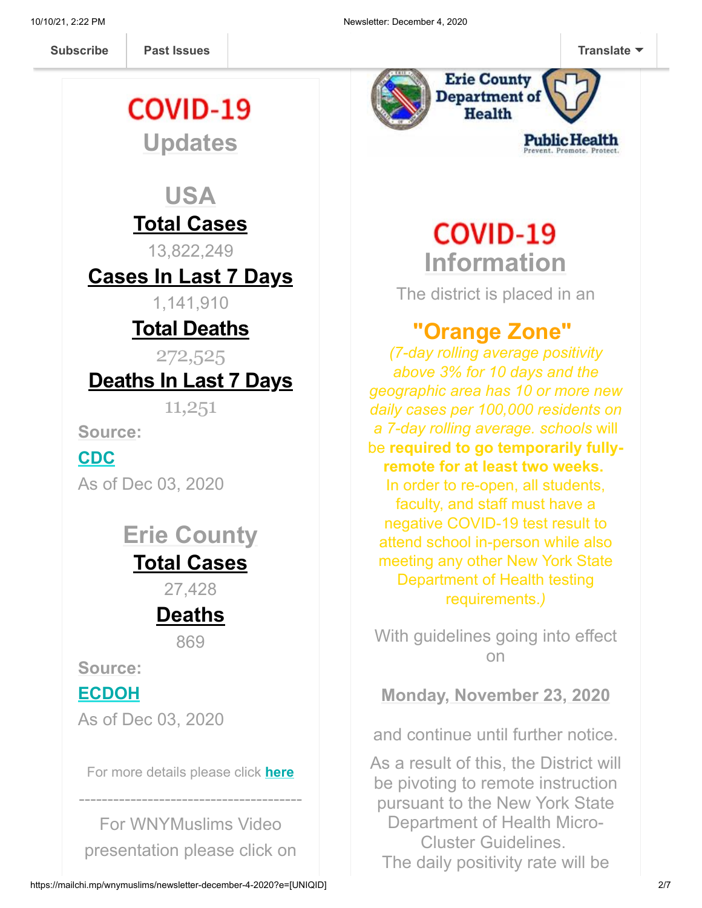Subscribe | Past Issues | Translate

# COVID-19 Updates

## USA

**Total Cases**

13,822,249

**Cases In Last 7 Days**

1,141,910

**Total Deaths**

272,525

**Deaths In Last 7 Days**

11,251

**Source:**

**CDC**

As of Dec 03, 2020

## Erie County

**Total Cases**

27,428

**Deaths**

869

**Source:**

**ECDOH**

As of Dec 03, 2020

For more details please click **here**

---------------------------------------

For WNYMuslims Video presentation please click on

Erie County Department of Health

Public Health — Prevent. Promote. Protect.

# COVID-19 Information

The district is placed in an

## "Orange Zone"

*(7-day rolling average positivity above 3% for 10 days and the geographic area has 10 or more new daily cases per 100,000 residents on a 7-day rolling average. schools* will be **required to go temporarily fully-remote for at least two weeks.** In order to re-open, all students, faculty, and staff must have a negative COVID-19 test result to attend school in-person while also meeting any other New York State Department of Health testing requirements.*)*

With guidelines going into effect on

**Monday, November 23, 2020**

and continue until further notice.

As a result of this, the District will be pivoting to remote instruction pursuant to the New York State Department of Health Micro-Cluster Guidelines.

The daily positivity rate will be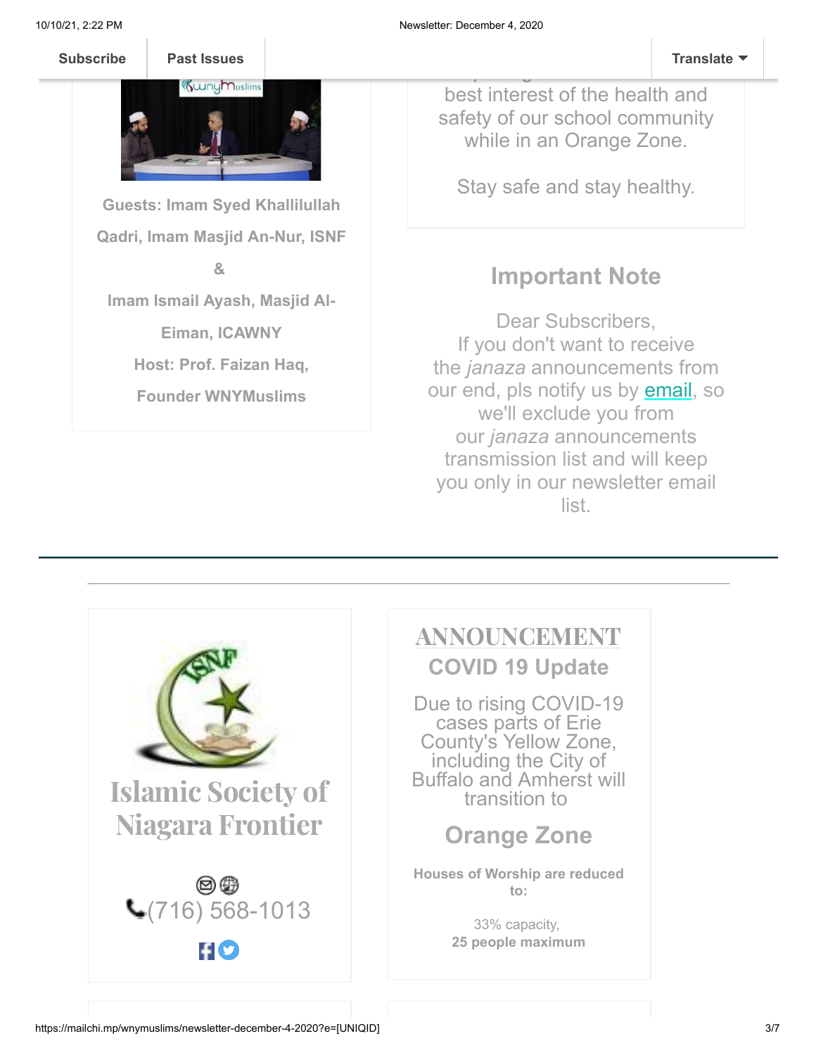Guests: **Imam Syed Khallilullah Qadri, Imam Masjid An-Nur, ISNF**

**&**

**Imam Ismail Ayash, Masjid Al-Eiman, ICAWNY**

**Host: Prof. Faizan Haq, Founder WNYMuslims**

best interest of the health and safety of our school community while in an Orange Zone.

Stay safe and stay healthy.

## Important Note

Dear Subscribers,
If you don't want to receive the *janaza* announcements from our end, pls notify us by email, so we'll exclude you from our *janaza* announcements transmission list and will keep you only in our newsletter email list.

---

# Islamic Society of Niagara Frontier

(716) 568-1013

## ANNOUNCEMENT

## COVID 19 Update

Due to rising COVID-19 cases parts of Erie County's Yellow Zone, including the City of Buffalo and Amherst will transition to

## Orange Zone

**Houses of Worship are reduced to:**

33% capacity,
**25 people maximum**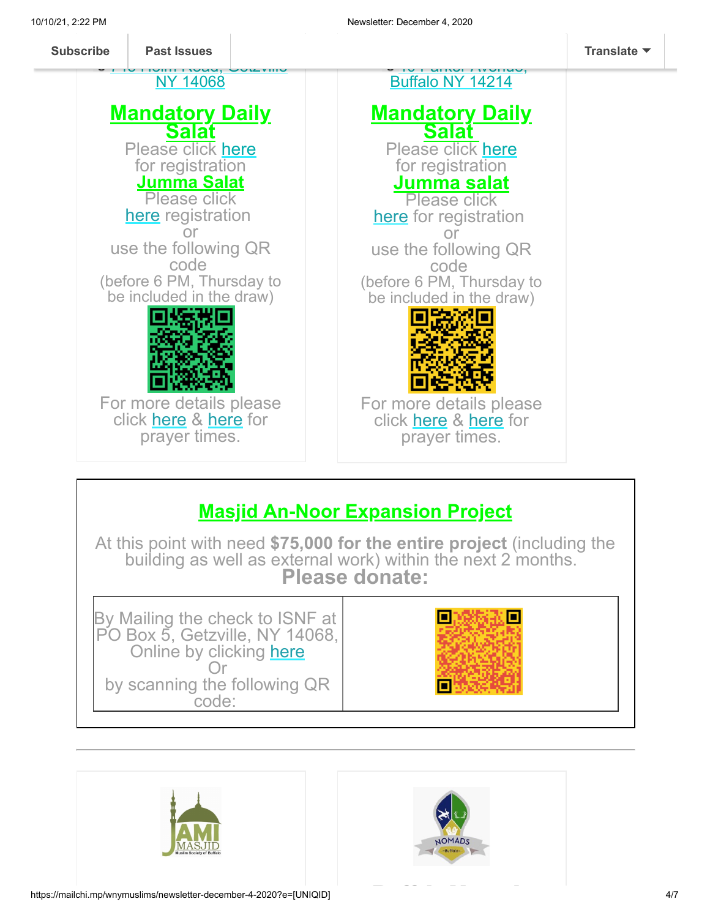Subscribe | Past Issues | Translate

NY 14068

## Mandatory Daily Salat

Please click here for registration

## Jumma Salat

Please click here registration or use the following QR code (before 6 PM, Thursday to be included in the draw)

For more details please click here & here for prayer times.

Buffalo NY 14214

## Mandatory Daily Salat

Please click here for registration

## Jumma salat

Please click here for registration or use the following QR code (before 6 PM, Thursday to be included in the draw)

For more details please click here & here for prayer times.

## Masjid An-Noor Expansion Project

At this point with need **$75,000 for the entire project** (including the building as well as external work) within the next 2 months.

**Please donate:**

| By Mailing the check to ISNF at PO Box 5, Getzville, NY 14068, Online by clicking here Or by scanning the following QR code: | |
|---|---|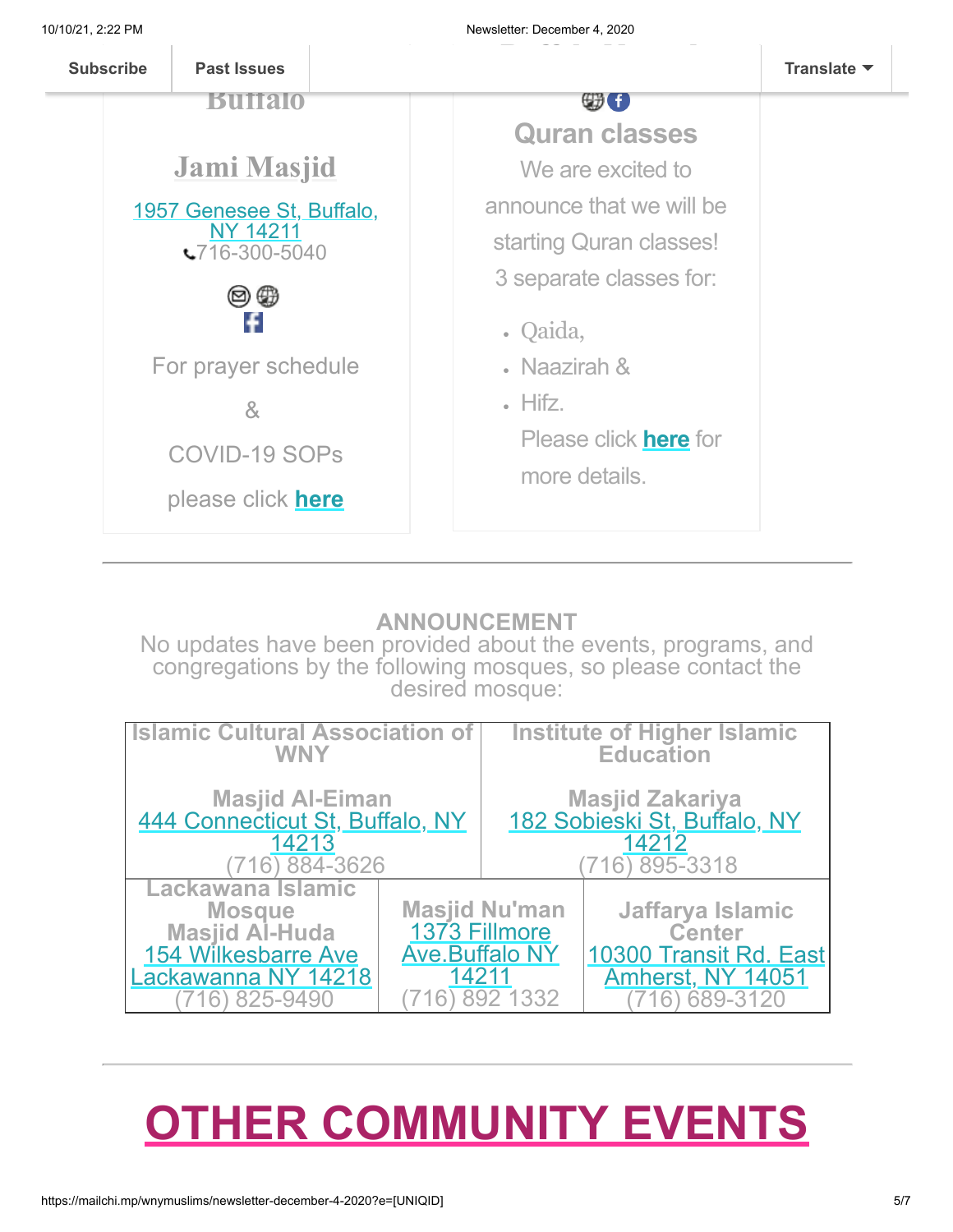Subscribe | Past Issues | Translate

Buffalo

## Jami Masjid

1957 Genesee St, Buffalo, NY 14211
716-300-5040

For prayer schedule

&

COVID-19 SOPs

please click **here**

## Quran classes

We are excited to announce that we will be starting Quran classes!
3 separate classes for:

- Qaida,
- Naazirah &
- Hifz.

Please click **here** for more details.

---

**ANNOUNCEMENT**

No updates have been provided about the events, programs, and congregations by the following mosques, so please contact the desired mosque:

| Islamic Cultural Association of WNY<br><br>Masjid Al-Eiman<br>444 Connecticut St, Buffalo, NY 14213<br>(716) 884-3626 | Institute of Higher Islamic Education<br><br>Masjid Zakariya<br>182 Sobieski St, Buffalo, NY 14212<br>(716) 895-3318 | |
|---|---|---|
| Lackawana Islamic Mosque<br>Masjid Al-Huda<br>154 Wilkesbarre Ave Lackawanna NY 14218<br>(716) 825-9490 | Masjid Nu'man<br>1373 Fillmore Ave.Buffalo NY 14211<br>(716) 892 1332 | Jaffarya Islamic Center<br>10300 Transit Rd. East Amherst, NY 14051<br>(716) 689-3120 |

---

# OTHER COMMUNITY EVENTS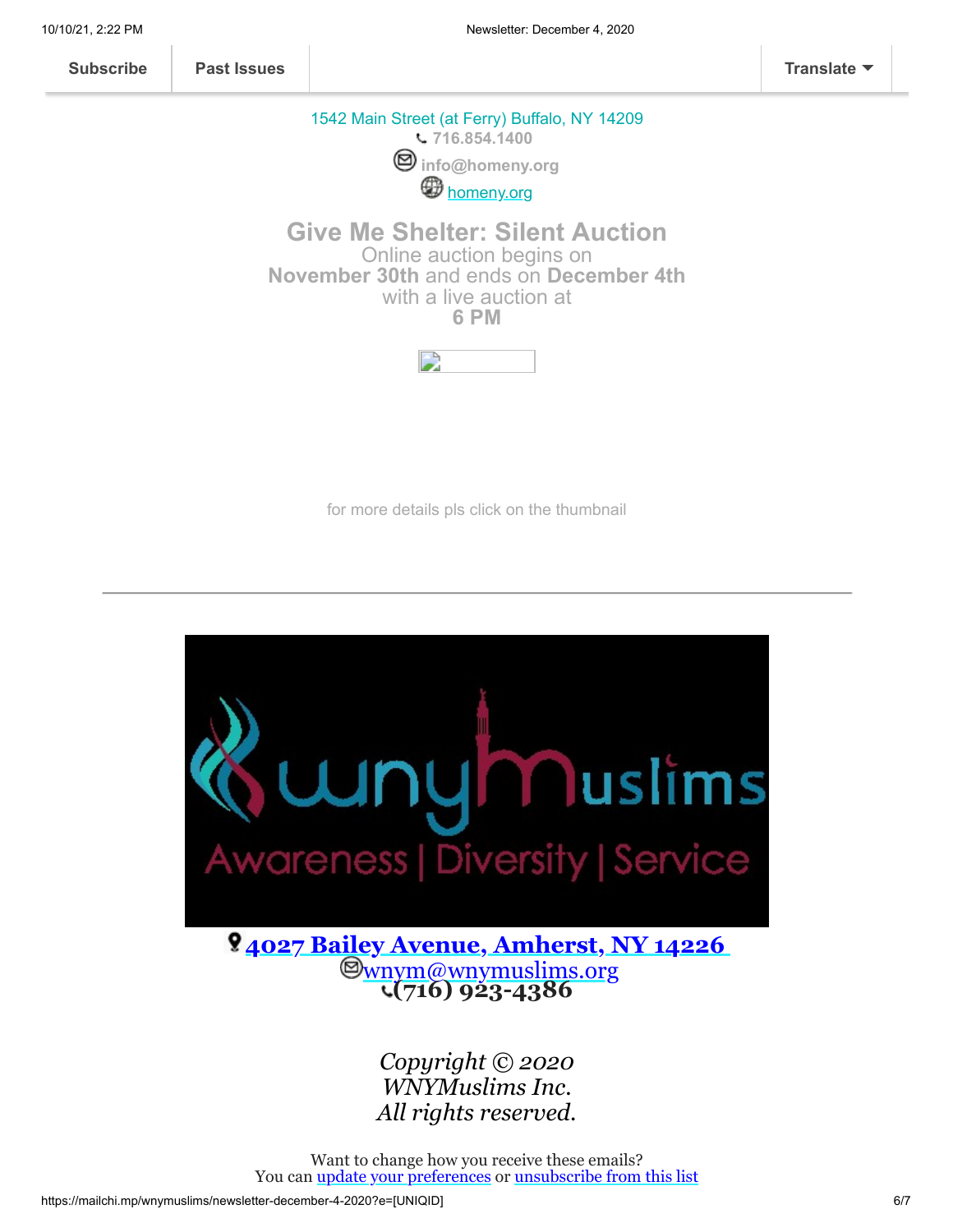Subscribe | Past Issues | Translate

1542 Main Street (at Ferry) Buffalo, NY 14209
716.854.1400
info@homeny.org
homeny.org

## Give Me Shelter: Silent Auction

Online auction begins on
**November 30th** and ends on **December 4th**
with a live auction at
**6 PM**

for more details pls click on the thumbnail

---

wnyMuslims
Awareness | Diversity | Service

**4027 Bailey Avenue, Amherst, NY 14226**
wnym@wnymuslims.org
**(716) 923-4386**

*Copyright © 2020*
*WNYMuslims Inc.*
*All rights reserved.*

Want to change how you receive these emails?
You can update your preferences or unsubscribe from this list